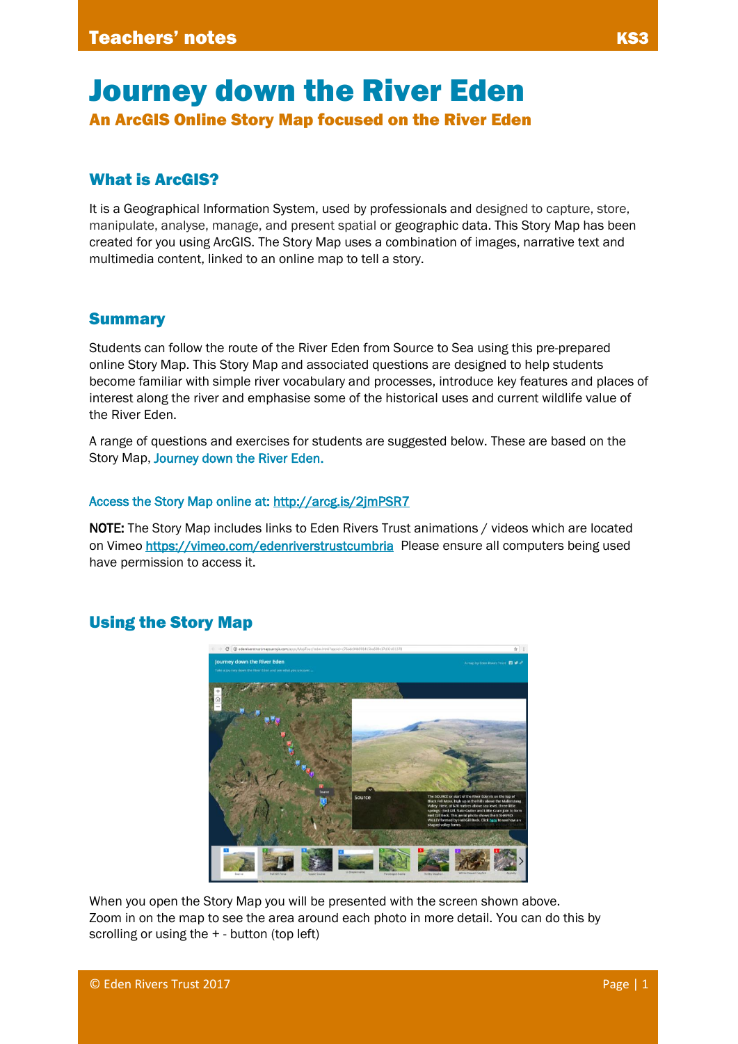# Journey down the River Eden

## An ArcGIS Online Story Map focused on the River Eden

### What is ArcGIS?

It is a Geographical Information System, used by professionals and designed to capture, store, manipulate, analyse, manage, and present spatial or geographic data. This Story Map has been created for you using ArcGIS. The Story Map uses a combination of images, narrative text and multimedia content, linked to an online map to tell a story.

### Summary

Students can follow the route of the River Eden from Source to Sea using this pre-prepared online Story Map. This Story Map and associated questions are designed to help students become familiar with simple river vocabulary and processes, introduce key features and places of interest along the river and emphasise some of the historical uses and current wildlife value of the River Eden.

A range of questions and exercises for students are suggested below. These are based on the Story Map, Journey down the River Eden.

Access the Story Map online at: http://arcg.is/2jmPSR7

**NOTE:** The Story Map includes links to Eden Rivers Trust animations / videos which are located on Vimeo https://vimeo.com/edenriverstrustcumbria Please ensure all computers being used have permission to access it.

### Using the Story Map

When you open the Story Map you will be presented with the screen shown above.
Zoom in on the map to see the area around each photo in more detail. You can do this by scrolling or using the + - button (top left)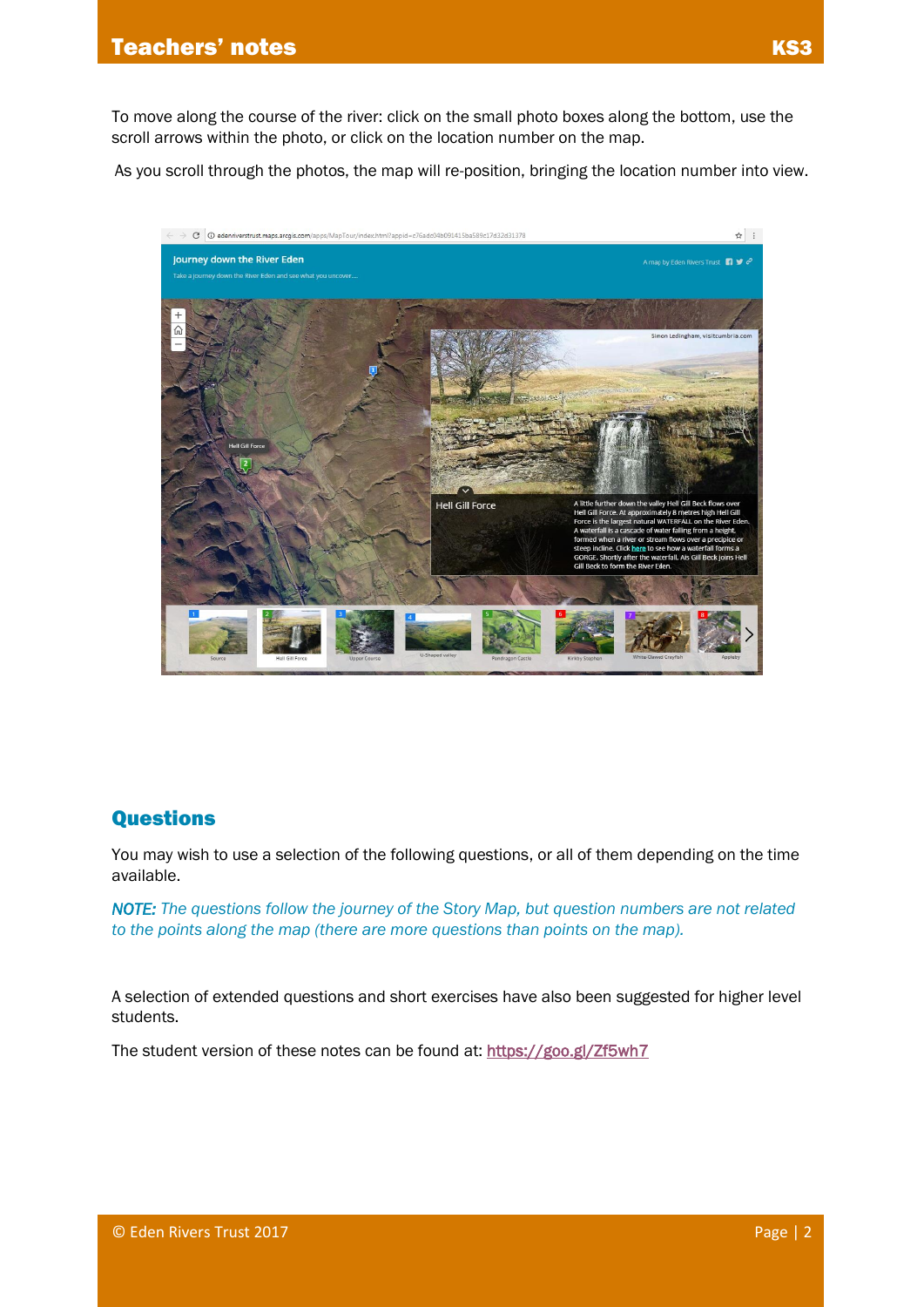To move along the course of the river: click on the small photo boxes along the bottom, use the scroll arrows within the photo, or click on the location number on the map.

As you scroll through the photos, the map will re-position, bringing the location number into view.

## Questions

You may wish to use a selection of the following questions, or all of them depending on the time available.

*NOTE: The questions follow the journey of the Story Map, but question numbers are not related to the points along the map (there are more questions than points on the map).*

A selection of extended questions and short exercises have also been suggested for higher level students.

The student version of these notes can be found at: https://goo.gl/Zf5wh7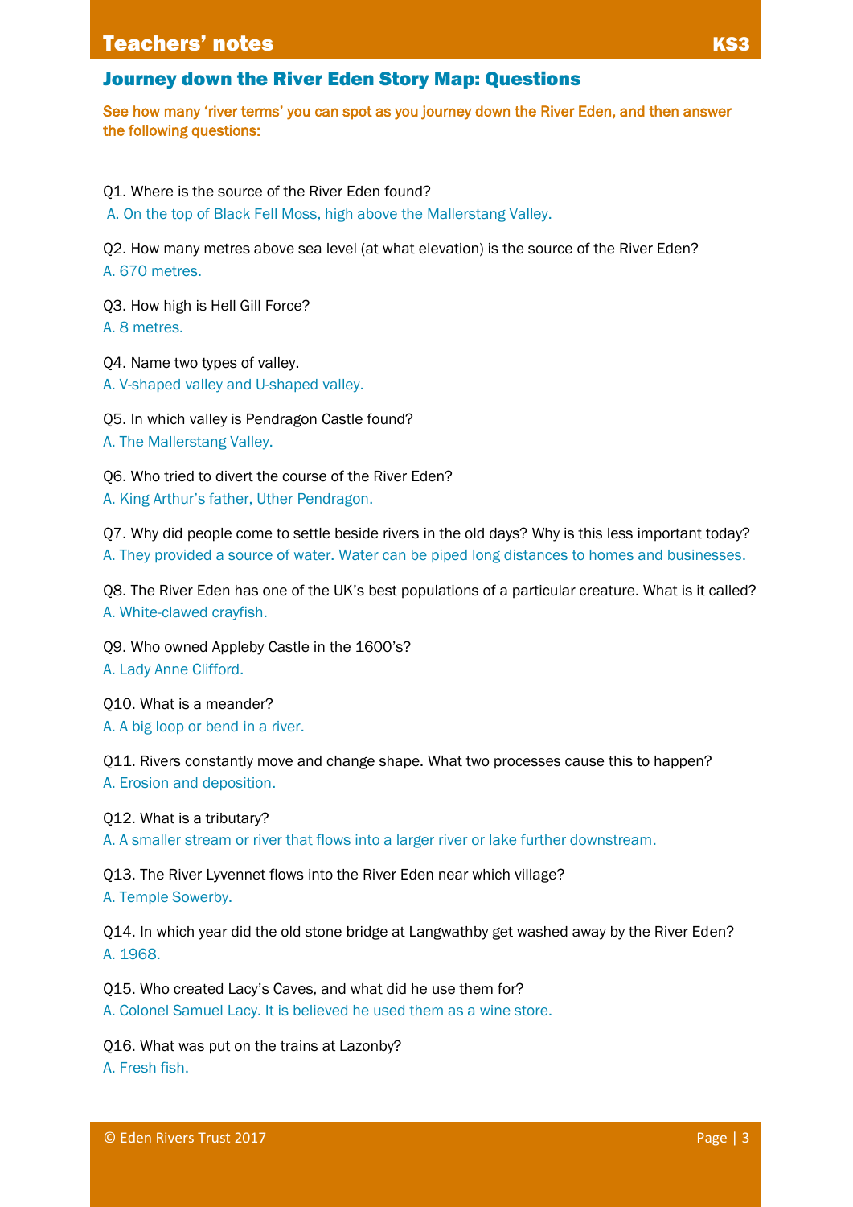## Journey down the River Eden Story Map: Questions

**See how many 'river terms' you can spot as you journey down the River Eden, and then answer the following questions:**

Q1. Where is the source of the River Eden found?
A. On the top of Black Fell Moss, high above the Mallerstang Valley.

Q2. How many metres above sea level (at what elevation) is the source of the River Eden?
A. 670 metres.

Q3. How high is Hell Gill Force?
A. 8 metres.

Q4. Name two types of valley.
A. V-shaped valley and U-shaped valley.

Q5. In which valley is Pendragon Castle found?
A. The Mallerstang Valley.

Q6. Who tried to divert the course of the River Eden?
A. King Arthur's father, Uther Pendragon.

Q7. Why did people come to settle beside rivers in the old days? Why is this less important today?
A. They provided a source of water. Water can be piped long distances to homes and businesses.

Q8. The River Eden has one of the UK's best populations of a particular creature. What is it called?
A. White-clawed crayfish.

Q9. Who owned Appleby Castle in the 1600's?
A. Lady Anne Clifford.

Q10. What is a meander?
A. A big loop or bend in a river.

Q11. Rivers constantly move and change shape. What two processes cause this to happen?
A. Erosion and deposition.

Q12. What is a tributary?
A. A smaller stream or river that flows into a larger river or lake further downstream.

Q13. The River Lyvennet flows into the River Eden near which village?
A. Temple Sowerby.

Q14. In which year did the old stone bridge at Langwathby get washed away by the River Eden?
A. 1968.

Q15. Who created Lacy's Caves, and what did he use them for?
A. Colonel Samuel Lacy. It is believed he used them as a wine store.

Q16. What was put on the trains at Lazonby?
A. Fresh fish.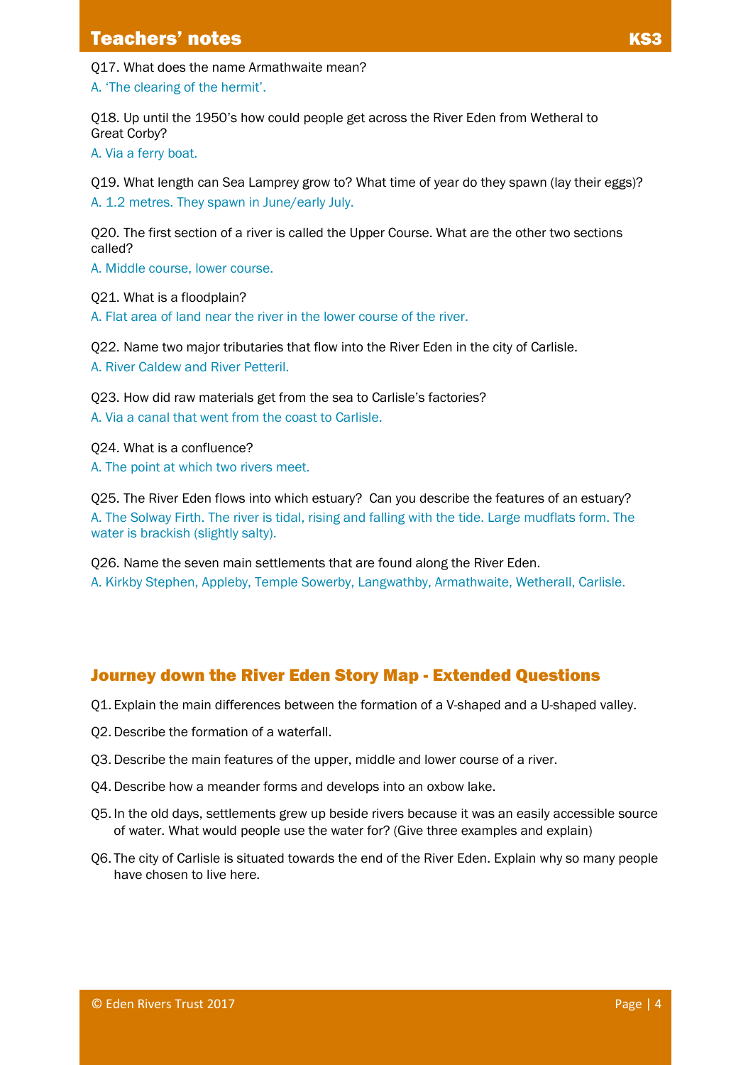Q17. What does the name Armathwaite mean?

A. 'The clearing of the hermit'.

Q18. Up until the 1950's how could people get across the River Eden from Wetheral to Great Corby?

A. Via a ferry boat.

Q19. What length can Sea Lamprey grow to? What time of year do they spawn (lay their eggs)?

A. 1.2 metres. They spawn in June/early July.

Q20. The first section of a river is called the Upper Course. What are the other two sections called?

A. Middle course, lower course.

Q21. What is a floodplain?

A. Flat area of land near the river in the lower course of the river.

Q22. Name two major tributaries that flow into the River Eden in the city of Carlisle.

A. River Caldew and River Petteril.

Q23. How did raw materials get from the sea to Carlisle's factories?

A. Via a canal that went from the coast to Carlisle.

Q24. What is a confluence?

A. The point at which two rivers meet.

Q25. The River Eden flows into which estuary? Can you describe the features of an estuary?

A. The Solway Firth. The river is tidal, rising and falling with the tide. Large mudflats form. The water is brackish (slightly salty).

Q26. Name the seven main settlements that are found along the River Eden.

A. Kirkby Stephen, Appleby, Temple Sowerby, Langwathby, Armathwaite, Wetherall, Carlisle.

## Journey down the River Eden Story Map - Extended Questions

Q1. Explain the main differences between the formation of a V-shaped and a U-shaped valley.

Q2. Describe the formation of a waterfall.

Q3. Describe the main features of the upper, middle and lower course of a river.

Q4. Describe how a meander forms and develops into an oxbow lake.

Q5. In the old days, settlements grew up beside rivers because it was an easily accessible source of water. What would people use the water for? (Give three examples and explain)

Q6. The city of Carlisle is situated towards the end of the River Eden. Explain why so many people have chosen to live here.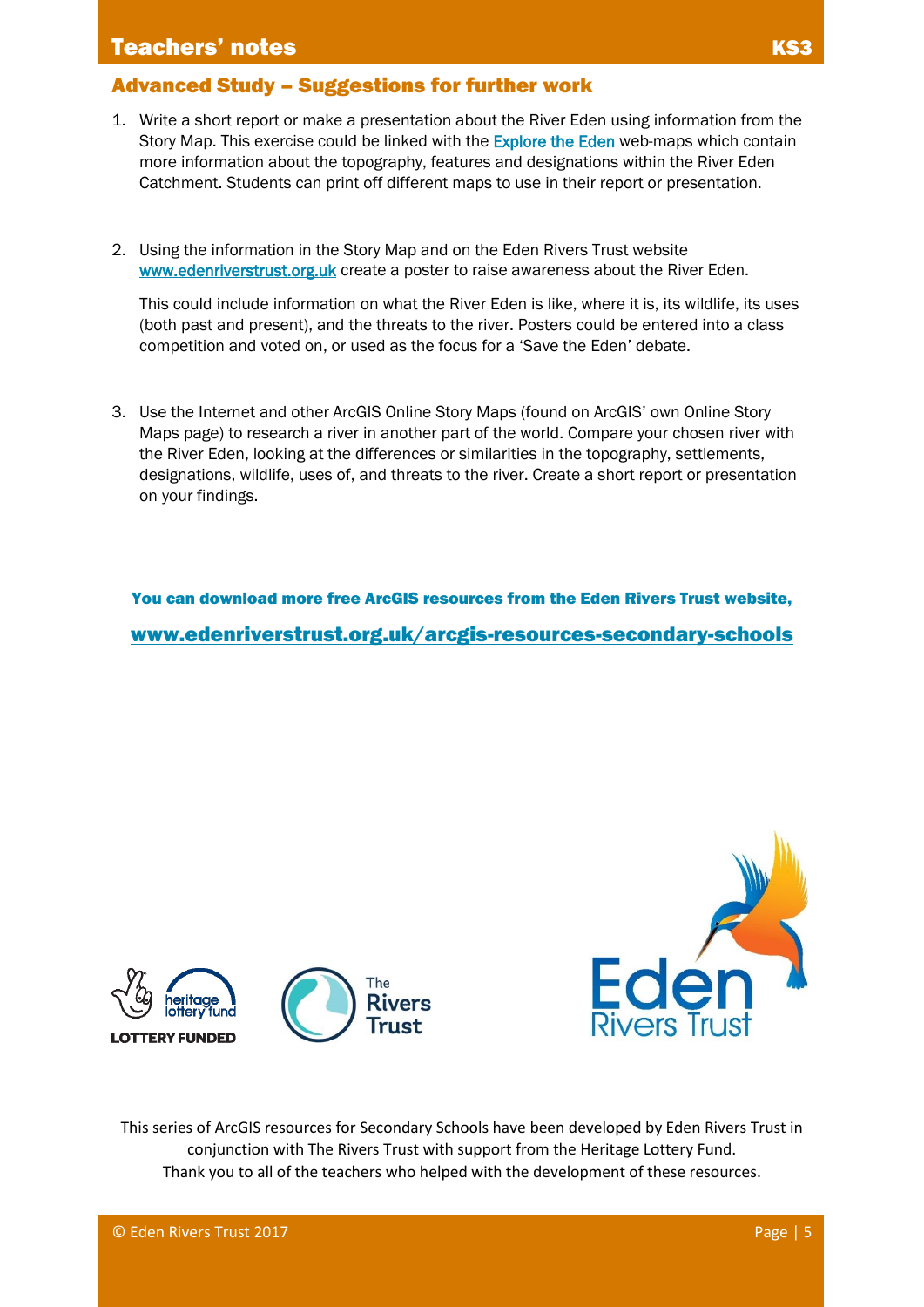## Advanced Study – Suggestions for further work

1. Write a short report or make a presentation about the River Eden using information from the Story Map. This exercise could be linked with the Explore the Eden web-maps which contain more information about the topography, features and designations within the River Eden Catchment. Students can print off different maps to use in their report or presentation.

2. Using the information in the Story Map and on the Eden Rivers Trust website www.edenriverstrust.org.uk create a poster to raise awareness about the River Eden.

   This could include information on what the River Eden is like, where it is, its wildlife, its uses (both past and present), and the threats to the river. Posters could be entered into a class competition and voted on, or used as the focus for a 'Save the Eden' debate.

3. Use the Internet and other ArcGIS Online Story Maps (found on ArcGIS' own Online Story Maps page) to research a river in another part of the world. Compare your chosen river with the River Eden, looking at the differences or similarities in the topography, settlements, designations, wildlife, uses of, and threats to the river. Create a short report or presentation on your findings.

**You can download more free ArcGIS resources from the Eden Rivers Trust website,**

**www.edenriverstrust.org.uk/arcgis-resources-secondary-schools**

heritage lottery fund

LOTTERY FUNDED

The Rivers Trust

Eden Rivers Trust

This series of ArcGIS resources for Secondary Schools have been developed by Eden Rivers Trust in conjunction with The Rivers Trust with support from the Heritage Lottery Fund.
Thank you to all of the teachers who helped with the development of these resources.

© Eden Rivers Trust 2017